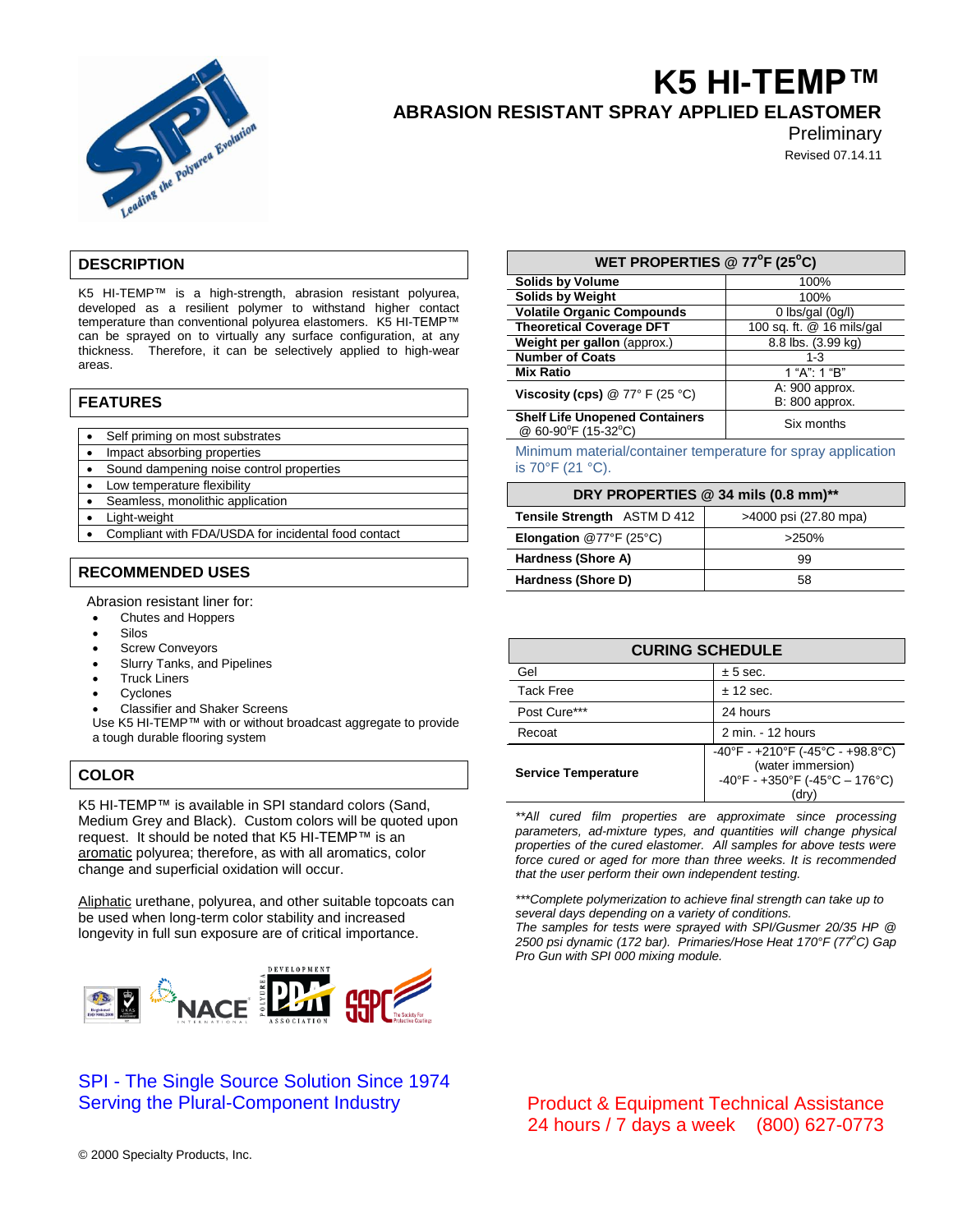# K5 HI-TEMP™

## ABRASION RESISTANT SPRAY APPLIED ELASTOMER

Preliminary

Revised 07.14.11

## DESCRIPTION

K5 HI-TEMP™ is a high-strength, abrasion resistant polyurea, developed as a resilient polymer to withstand higher contact temperature than conventional polyurea elastomers. K5 HI-TEMP™ can be sprayed on to virtually any surface configuration, at any thickness. Therefore, it can be selectively applied to high-wear areas.

## FEATURES

- Self priming on most substrates
- Impact absorbing properties
- Sound dampening noise control properties
- Low temperature flexibility
- Seamless, monolithic application
- Light-weight
- Compliant with FDA/USDA for incidental food contact

## RECOMMENDED USES

Abrasion resistant liner for:

- Chutes and Hoppers
- Silos
- Screw Conveyors
- Slurry Tanks, and Pipelines
- Truck Liners
- Cyclones
- Classifier and Shaker Screens

Use K5 HI-TEMP™ with or without broadcast aggregate to provide a tough durable flooring system

## COLOR

K5 HI-TEMP™ is available in SPI standard colors (Sand, Medium Grey and Black). Custom colors will be quoted upon request. It should be noted that K5 HI-TEMP™ is an aromatic polyurea; therefore, as with all aromatics, color change and superficial oxidation will occur.

Aliphatic urethane, polyurea, and other suitable topcoats can be used when long-term color stability and increased longevity in full sun exposure are of critical importance.

| WET PROPERTIES @ 77°F (25°C) | |
|---|---|
| **Solids by Volume** | 100% |
| **Solids by Weight** | 100% |
| **Volatile Organic Compounds** | 0 lbs/gal (0g/l) |
| **Theoretical Coverage DFT** | 100 sq. ft. @ 16 mils/gal |
| **Weight per gallon** (approx.) | 8.8 lbs. (3.99 kg) |
| **Number of Coats** | 1-3 |
| **Mix Ratio** | 1 "A": 1 "B" |
| **Viscosity (cps)** @ 77° F (25 °C) | A: 900 approx.<br>B: 800 approx. |
| **Shelf Life Unopened Containers** @ 60-90°F (15-32°C) | Six months |

Minimum material/container temperature for spray application is 70°F (21 °C).

| DRY PROPERTIES @ 34 mils (0.8 mm)** | |
|---|---|
| **Tensile Strength** ASTM D 412 | >4000 psi (27.80 mpa) |
| **Elongation** @77°F (25°C) | >250% |
| **Hardness (Shore A)** | 99 |
| **Hardness (Shore D)** | 58 |

| CURING SCHEDULE | |
|---|---|
| Gel | ± 5 sec. |
| Tack Free | ± 12 sec. |
| Post Cure*** | 24 hours |
| Recoat | 2 min. - 12 hours |
| **Service Temperature** | -40°F - +210°F (-45°C - +98.8°C) (water immersion)<br>-40°F - +350°F (-45°C – 176°C) (dry) |

*\*\*All cured film properties are approximate since processing parameters, ad-mixture types, and quantities will change physical properties of the cured elastomer. All samples for above tests were force cured or aged for more than three weeks. It is recommended that the user perform their own independent testing.*

*\*\*\*Complete polymerization to achieve final strength can take up to several days depending on a variety of conditions.*
*The samples for tests were sprayed with SPI/Gusmer 20/35 HP @ 2500 psi dynamic (172 bar). Primaries/Hose Heat 170°F (77°C) Gap Pro Gun with SPI 000 mixing module.*

SPI - The Single Source Solution Since 1974
Serving the Plural-Component Industry

Product & Equipment Technical Assistance
24 hours / 7 days a week (800) 627-0773

© 2000 Specialty Products, Inc.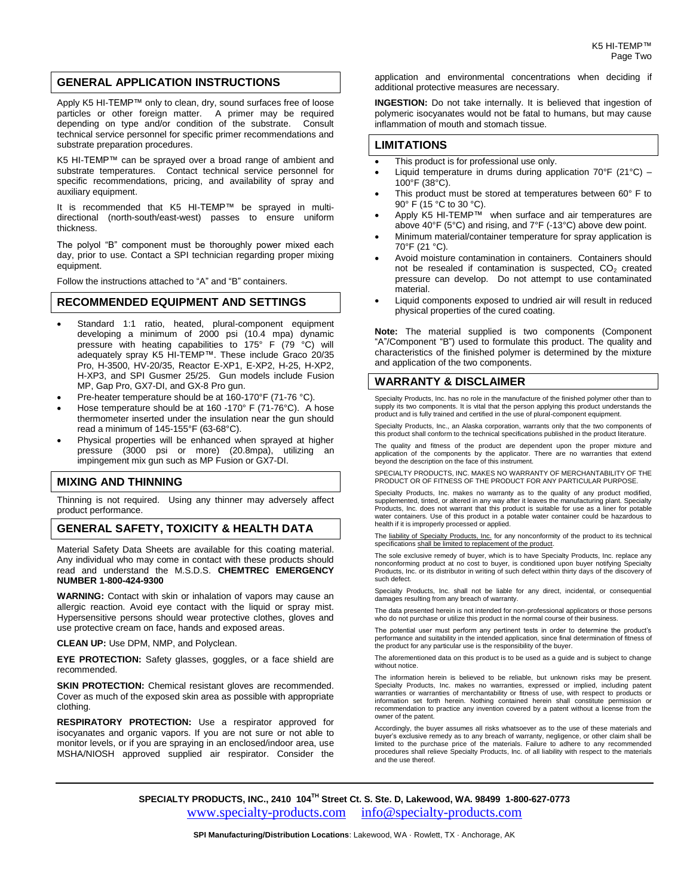## GENERAL APPLICATION INSTRUCTIONS

Apply K5 HI-TEMP™ only to clean, dry, sound surfaces free of loose particles or other foreign matter. A primer may be required depending on type and/or condition of the substrate. Consult technical service personnel for specific primer recommendations and substrate preparation procedures.

K5 HI-TEMP™ can be sprayed over a broad range of ambient and substrate temperatures. Contact technical service personnel for specific recommendations, pricing, and availability of spray and auxiliary equipment.

It is recommended that K5 HI-TEMP™ be sprayed in multi-directional (north-south/east-west) passes to ensure uniform thickness.

The polyol "B" component must be thoroughly power mixed each day, prior to use. Contact a SPI technician regarding proper mixing equipment.

Follow the instructions attached to "A" and "B" containers.

## RECOMMENDED EQUIPMENT AND SETTINGS

- Standard 1:1 ratio, heated, plural-component equipment developing a minimum of 2000 psi (10.4 mpa) dynamic pressure with heating capabilities to 175° F (79 °C) will adequately spray K5 HI-TEMP™. These include Graco 20/35 Pro, H-3500, HV-20/35, Reactor E-XP1, E-XP2, H-25, H-XP2, H-XP3, and SPI Gusmer 25/25. Gun models include Fusion MP, Gap Pro, GX7-DI, and GX-8 Pro gun.
- Pre-heater temperature should be at 160-170°F (71-76 °C).
- Hose temperature should be at 160 -170° F (71-76°C). A hose thermometer inserted under the insulation near the gun should read a minimum of 145-155°F (63-68°C).
- Physical properties will be enhanced when sprayed at higher pressure (3000 psi or more) (20.8mpa), utilizing an impingement mix gun such as MP Fusion or GX7-DI.

## MIXING AND THINNING

Thinning is not required. Using any thinner may adversely affect product performance.

## GENERAL SAFETY, TOXICITY & HEALTH DATA

Material Safety Data Sheets are available for this coating material. Any individual who may come in contact with these products should read and understand the M.S.D.S. **CHEMTREC EMERGENCY NUMBER 1-800-424-9300**

**WARNING:** Contact with skin or inhalation of vapors may cause an allergic reaction. Avoid eye contact with the liquid or spray mist. Hypersensitive persons should wear protective clothes, gloves and use protective cream on face, hands and exposed areas.

**CLEAN UP:** Use DPM, NMP, and Polyclean.

**EYE PROTECTION:** Safety glasses, goggles, or a face shield are recommended.

**SKIN PROTECTION:** Chemical resistant gloves are recommended. Cover as much of the exposed skin area as possible with appropriate clothing.

**RESPIRATORY PROTECTION:** Use a respirator approved for isocyanates and organic vapors. If you are not sure or not able to monitor levels, or if you are spraying in an enclosed/indoor area, use MSHA/NIOSH approved supplied air respirator. Consider the application and environmental concentrations when deciding if additional protective measures are necessary.

**INGESTION:** Do not take internally. It is believed that ingestion of polymeric isocyanates would not be fatal to humans, but may cause inflammation of mouth and stomach tissue.

## LIMITATIONS

- This product is for professional use only.
- Liquid temperature in drums during application 70°F (21°C) – 100°F (38°C).
- This product must be stored at temperatures between 60° F to 90° F (15 °C to 30 °C).
- Apply K5 HI-TEMP™ when surface and air temperatures are above 40°F (5°C) and rising, and 7°F (-13°C) above dew point.
- Minimum material/container temperature for spray application is 70°F (21 °C).
- Avoid moisture contamination in containers. Containers should not be resealed if contamination is suspected, $CO_2$ created pressure can develop. Do not attempt to use contaminated material.
- Liquid components exposed to undried air will result in reduced physical properties of the cured coating.

**Note:** The material supplied is two components (Component "A"/Component "B") used to formulate this product. The quality and characteristics of the finished polymer is determined by the mixture and application of the two components.

## WARRANTY & DISCLAIMER

Specialty Products, Inc. has no role in the manufacture of the finished polymer other than to supply its two components. It is vital that the person applying this product understands the product and is fully trained and certified in the use of plural-component equipment.

Specialty Products, Inc., an Alaska corporation, warrants only that the two components of this product shall conform to the technical specifications published in the product literature.

The quality and fitness of the product are dependent upon the proper mixture and application of the components by the applicator. There are no warranties that extend beyond the description on the face of this instrument.

SPECIALTY PRODUCTS, INC. MAKES NO WARRANTY OF MERCHANTABILITY OF THE PRODUCT OR OF FITNESS OF THE PRODUCT FOR ANY PARTICULAR PURPOSE.

Specialty Products, Inc. makes no warranty as to the quality of any product modified, supplemented, tinted, or altered in any way after it leaves the manufacturing plant. Specialty Products, Inc. does not warrant that this product is suitable for use as a liner for potable water containers. Use of this product in a potable water container could be hazardous to health if it is improperly processed or applied.

The liability of Specialty Products, Inc. for any nonconformity of the product to its technical specifications shall be limited to replacement of the product.

The sole exclusive remedy of buyer, which is to have Specialty Products, Inc. replace any nonconforming product at no cost to buyer, is conditioned upon buyer notifying Specialty Products, Inc. or its distributor in writing of such defect within thirty days of the discovery of such defect.

Specialty Products, Inc. shall not be liable for any direct, incidental, or consequential damages resulting from any breach of warranty.

The data presented herein is not intended for non-professional applicators or those persons who do not purchase or utilize this product in the normal course of their business.

The potential user must perform any pertinent tests in order to determine the product's performance and suitability in the intended application, since final determination of fitness of the product for any particular use is the responsibility of the buyer.

The aforementioned data on this product is to be used as a guide and is subject to change without notice.

The information herein is believed to be reliable, but unknown risks may be present. Specialty Products, Inc. makes no warranties, expressed or implied, including patent warranties or warranties of merchantability or fitness of use, with respect to products or information set forth herein. Nothing contained herein shall constitute permission or recommendation to practice any invention covered by a patent without a license from the owner of the patent.

Accordingly, the buyer assumes all risks whatsoever as to the use of these materials and buyer's exclusive remedy as to any breach of warranty, negligence, or other claim shall be limited to the purchase price of the materials. Failure to adhere to any recommended procedures shall relieve Specialty Products, Inc. of all liability with respect to the materials and the use thereof.

**SPECIALTY PRODUCTS, INC., 2410 104TH Street Ct. S. Ste. D, Lakewood, WA. 98499 1-800-627-0773**

www.specialty-products.com info@specialty-products.com

**SPI Manufacturing/Distribution Locations**: Lakewood, WA · Rowlett, TX · Anchorage, AK